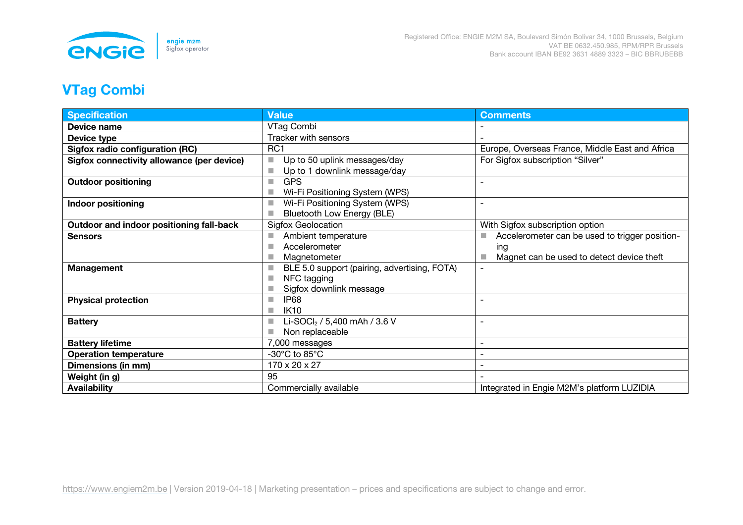# VTag Combi

| Specification | Value | Comments |
|---|---|---|
| **Device name** | VTag Combi | - |
| **Device type** | Tracker with sensors | - |
| **Sigfox radio configuration (RC)** | RC1 | Europe, Overseas France, Middle East and Africa |
| **Sigfox connectivity allowance (per device)** | ■ Up to 50 uplink messages/day<br>■ Up to 1 downlink message/day | For Sigfox subscription "Silver" |
| **Outdoor positioning** | ■ GPS<br>■ Wi-Fi Positioning System (WPS) | - |
| **Indoor positioning** | ■ Wi-Fi Positioning System (WPS)<br>■ Bluetooth Low Energy (BLE) | - |
| **Outdoor and indoor positioning fall-back** | Sigfox Geolocation | With Sigfox subscription option |
| **Sensors** | ■ Ambient temperature<br>■ Accelerometer<br>■ Magnetometer | ■ Accelerometer can be used to trigger positioning<br>■ Magnet can be used to detect device theft |
| **Management** | ■ BLE 5.0 support (pairing, advertising, FOTA)<br>■ NFC tagging<br>■ Sigfox downlink message | - |
| **Physical protection** | ■ IP68<br>■ IK10 | - |
| **Battery** | ■ Li-$SOCl_2$ / 5,400 mAh / 3.6 V<br>■ Non replaceable | - |
| **Battery lifetime** | 7,000 messages | - |
| **Operation temperature** | -30°C to 85°C | - |
| **Dimensions (in mm)** | 170 x 20 x 27 | - |
| **Weight (in g)** | 95 | - |
| **Availability** | Commercially available | Integrated in Engie M2M's platform LUZIDIA |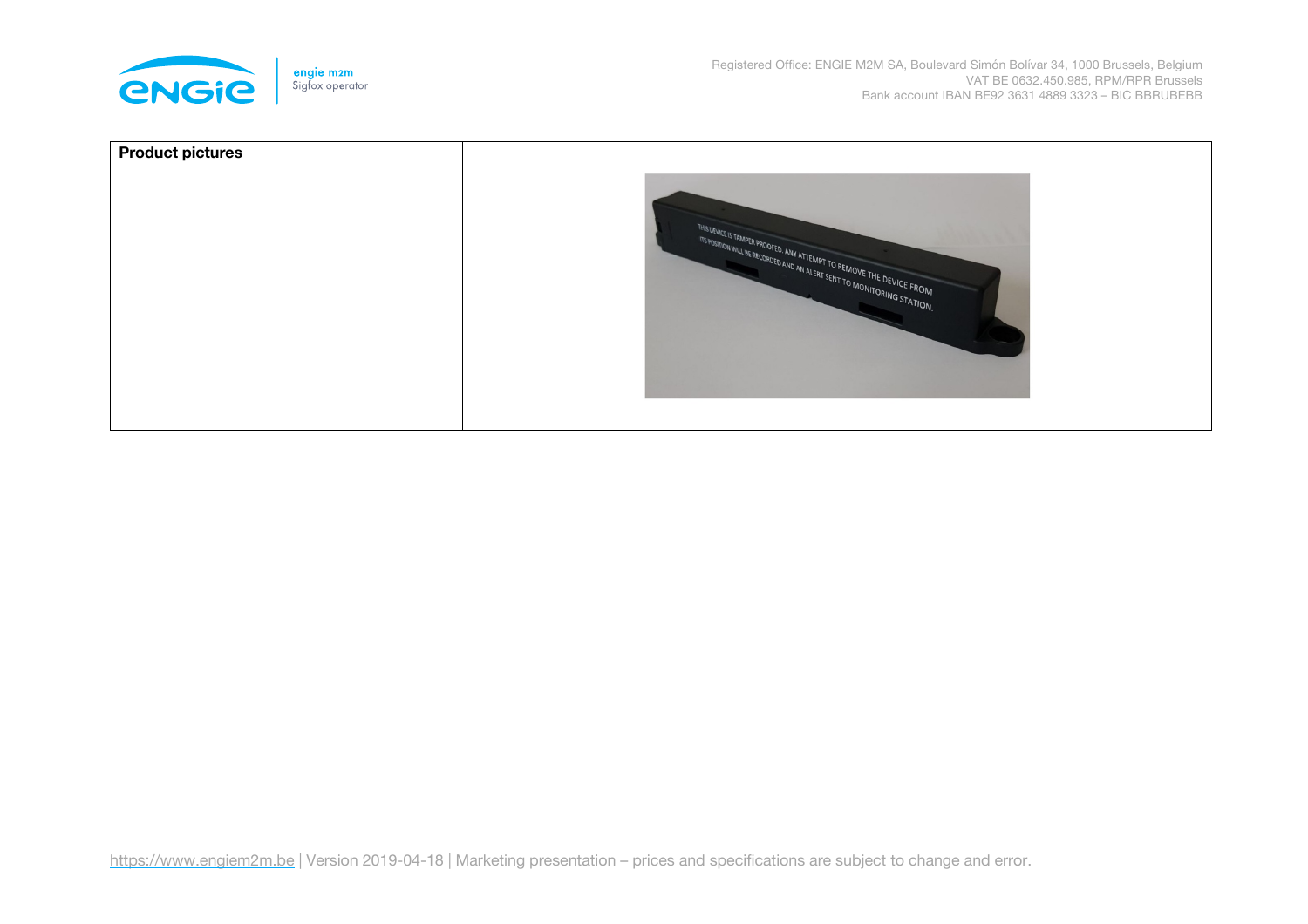| | |
|---|---|
| **Product pictures** | |